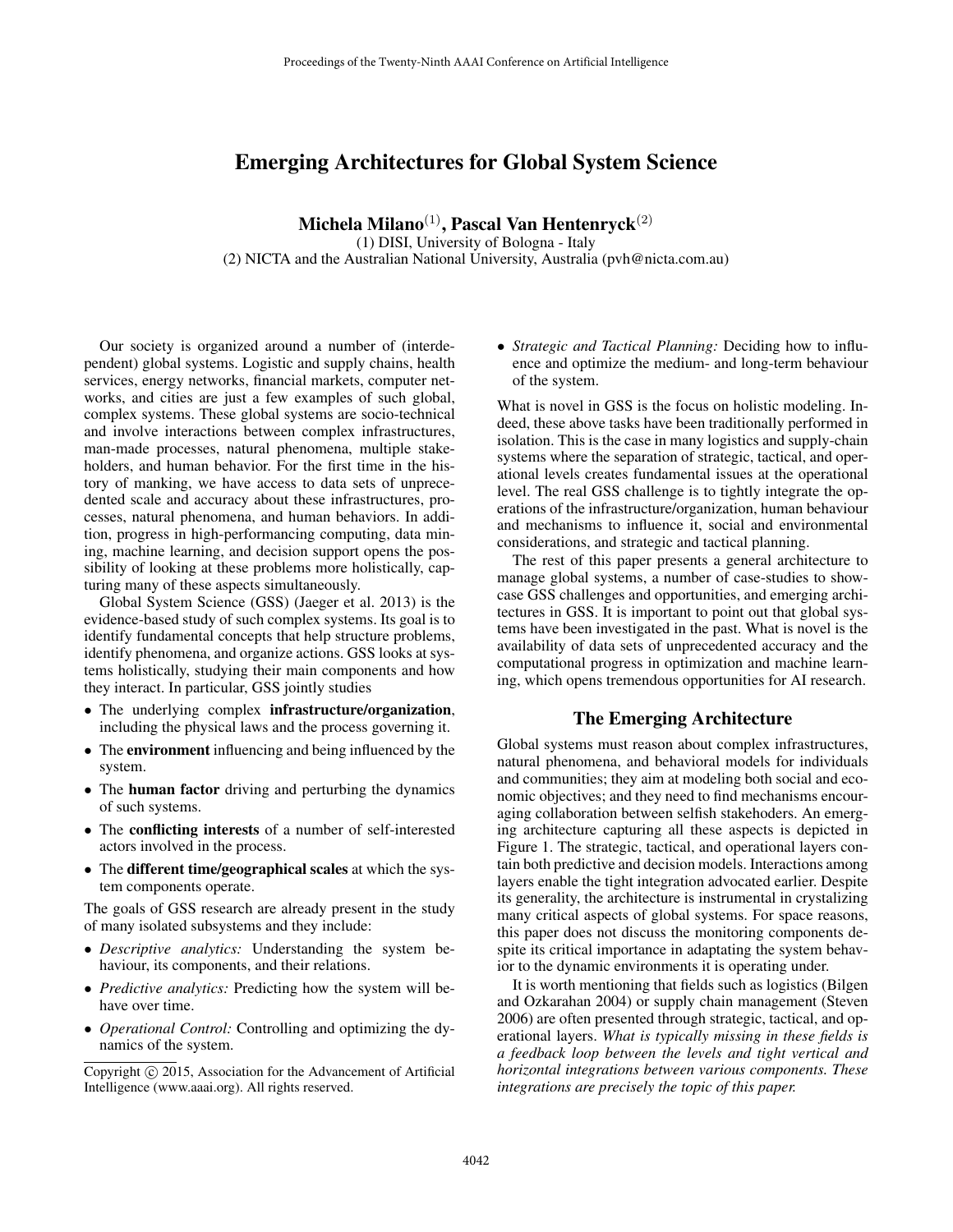# Emerging Architectures for Global System Science

**Michela Milano**[(1)], **Pascal Van Hentenryck**[(2)]

(1) DISI, University of Bologna - Italy
(2) NICTA and the Australian National University, Australia (pvh@nicta.com.au)

Our society is organized around a number of (interdependent) global systems. Logistic and supply chains, health services, energy networks, financial markets, computer networks, and cities are just a few examples of such global, complex systems. These global systems are socio-technical and involve interactions between complex infrastructures, man-made processes, natural phenomena, multiple stakeholders, and human behavior. For the first time in the history of manking, we have access to data sets of unprecedented scale and accuracy about these infrastructures, processes, natural phenomena, and human behaviors. In addition, progress in high-performancing computing, data mining, machine learning, and decision support opens the possibility of looking at these problems more holistically, capturing many of these aspects simultaneously.

Global System Science (GSS) (Jaeger et al. 2013) is the evidence-based study of such complex systems. Its goal is to identify fundamental concepts that help structure problems, identify phenomena, and organize actions. GSS looks at systems holistically, studying their main components and how they interact. In particular, GSS jointly studies

- The underlying complex **infrastructure/organization**, including the physical laws and the process governing it.
- The **environment** influencing and being influenced by the system.
- The **human factor** driving and perturbing the dynamics of such systems.
- The **conflicting interests** of a number of self-interested actors involved in the process.
- The **different time/geographical scales** at which the system components operate.

The goals of GSS research are already present in the study of many isolated subsystems and they include:

- *Descriptive analytics:* Understanding the system behaviour, its components, and their relations.
- *Predictive analytics:* Predicting how the system will behave over time.
- *Operational Control:* Controlling and optimizing the dynamics of the system.
- *Strategic and Tactical Planning:* Deciding how to influence and optimize the medium- and long-term behaviour of the system.

What is novel in GSS is the focus on holistic modeling. Indeed, these above tasks have been traditionally performed in isolation. This is the case in many logistics and supply-chain systems where the separation of strategic, tactical, and operational levels creates fundamental issues at the operational level. The real GSS challenge is to tightly integrate the operations of the infrastructure/organization, human behaviour and mechanisms to influence it, social and environmental considerations, and strategic and tactical planning.

The rest of this paper presents a general architecture to manage global systems, a number of case-studies to showcase GSS challenges and opportunities, and emerging architectures in GSS. It is important to point out that global systems have been investigated in the past. What is novel is the availability of data sets of unprecedented accuracy and the computational progress in optimization and machine learning, which opens tremendous opportunities for AI research.

## The Emerging Architecture

Global systems must reason about complex infrastructures, natural phenomena, and behavioral models for individuals and communities; they aim at modeling both social and economic objectives; and they need to find mechanisms encouraging collaboration between selfish stakeholders. An emerging architecture capturing all these aspects is depicted in Figure 1. The strategic, tactical, and operational layers contain both predictive and decision models. Interactions among layers enable the tight integration advocated earlier. Despite its generality, the architecture is instrumental in crystalizing many critical aspects of global systems. For space reasons, this paper does not discuss the monitoring components despite its critical importance in adaptating the system behavior to the dynamic environments it is operating under.

It is worth mentioning that fields such as logistics (Bilgen and Ozkarahan 2004) or supply chain management (Steven 2006) are often presented through strategic, tactical, and operational layers. *What is typically missing in these fields is a feedback loop between the levels and tight vertical and horizontal integrations between various components. These integrations are precisely the topic of this paper.*

Copyright © 2015, Association for the Advancement of Artificial Intelligence (www.aaai.org). All rights reserved.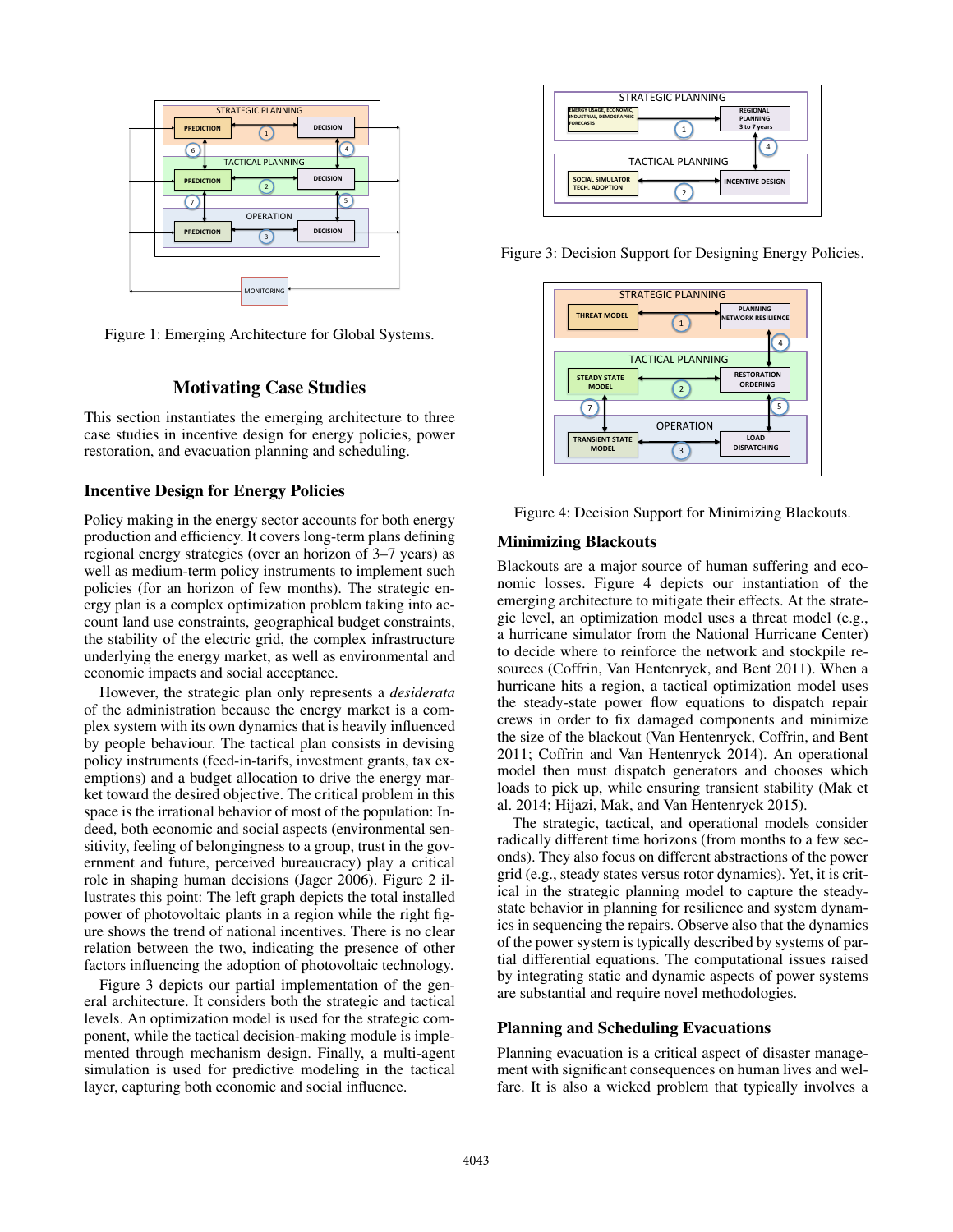Figure 1: Emerging Architecture for Global Systems.

## Motivating Case Studies

This section instantiates the emerging architecture to three case studies in incentive design for energy policies, power restoration, and evacuation planning and scheduling.

### Incentive Design for Energy Policies

Policy making in the energy sector accounts for both energy production and efficiency. It covers long-term plans defining regional energy strategies (over an horizon of 3–7 years) as well as medium-term policy instruments to implement such policies (for an horizon of few months). The strategic energy plan is a complex optimization problem taking into account land use constraints, geographical budget constraints, the stability of the electric grid, the complex infrastructure underlying the energy market, as well as environmental and economic impacts and social acceptance.

However, the strategic plan only represents a *desiderata* of the administration because the energy market is a complex system with its own dynamics that is heavily influenced by people behaviour. The tactical plan consists in devising policy instruments (feed-in-tarifs, investment grants, tax exemptions) and a budget allocation to drive the energy market toward the desired objective. The critical problem in this space is the irrational behavior of most of the population: Indeed, both economic and social aspects (environmental sensitivity, feeling of belongingness to a group, trust in the government and future, perceived bureaucracy) play a critical role in shaping human decisions (Jager 2006). Figure 2 illustrates this point: The left graph depicts the total installed power of photovoltaic plants in a region while the right figure shows the trend of national incentives. There is no clear relation between the two, indicating the presence of other factors influencing the adoption of photovoltaic technology.

Figure 3 depicts our partial implementation of the general architecture. It considers both the strategic and tactical levels. An optimization model is used for the strategic component, while the tactical decision-making module is implemented through mechanism design. Finally, a multi-agent simulation is used for predictive modeling in the tactical layer, capturing both economic and social influence.

Figure 3: Decision Support for Designing Energy Policies.

Figure 4: Decision Support for Minimizing Blackouts.

### Minimizing Blackouts

Blackouts are a major source of human suffering and economic losses. Figure 4 depicts our instantiation of the emerging architecture to mitigate their effects. At the strategic level, an optimization model uses a threat model (e.g., a hurricane simulator from the National Hurricane Center) to decide where to reinforce the network and stockpile resources (Coffrin, Van Hentenryck, and Bent 2011). When a hurricane hits a region, a tactical optimization model uses the steady-state power flow equations to dispatch repair crews in order to fix damaged components and minimize the size of the blackout (Van Hentenryck, Coffrin, and Bent 2011; Coffrin and Van Hentenryck 2014). An operational model then must dispatch generators and chooses which loads to pick up, while ensuring transient stability (Mak et al. 2014; Hijazi, Mak, and Van Hentenryck 2015).

The strategic, tactical, and operational models consider radically different time horizons (from months to a few seconds). They also focus on different abstractions of the power grid (e.g., steady states versus rotor dynamics). Yet, it is critical in the strategic planning model to capture the steady-state behavior in planning for resilience and system dynamics in sequencing the repairs. Observe also that the dynamics of the power system is typically described by systems of partial differential equations. The computational issues raised by integrating static and dynamic aspects of power systems are substantial and require novel methodologies.

### Planning and Scheduling Evacuations

Planning evacuation is a critical aspect of disaster management with significant consequences on human lives and welfare. It is also a wicked problem that typically involves a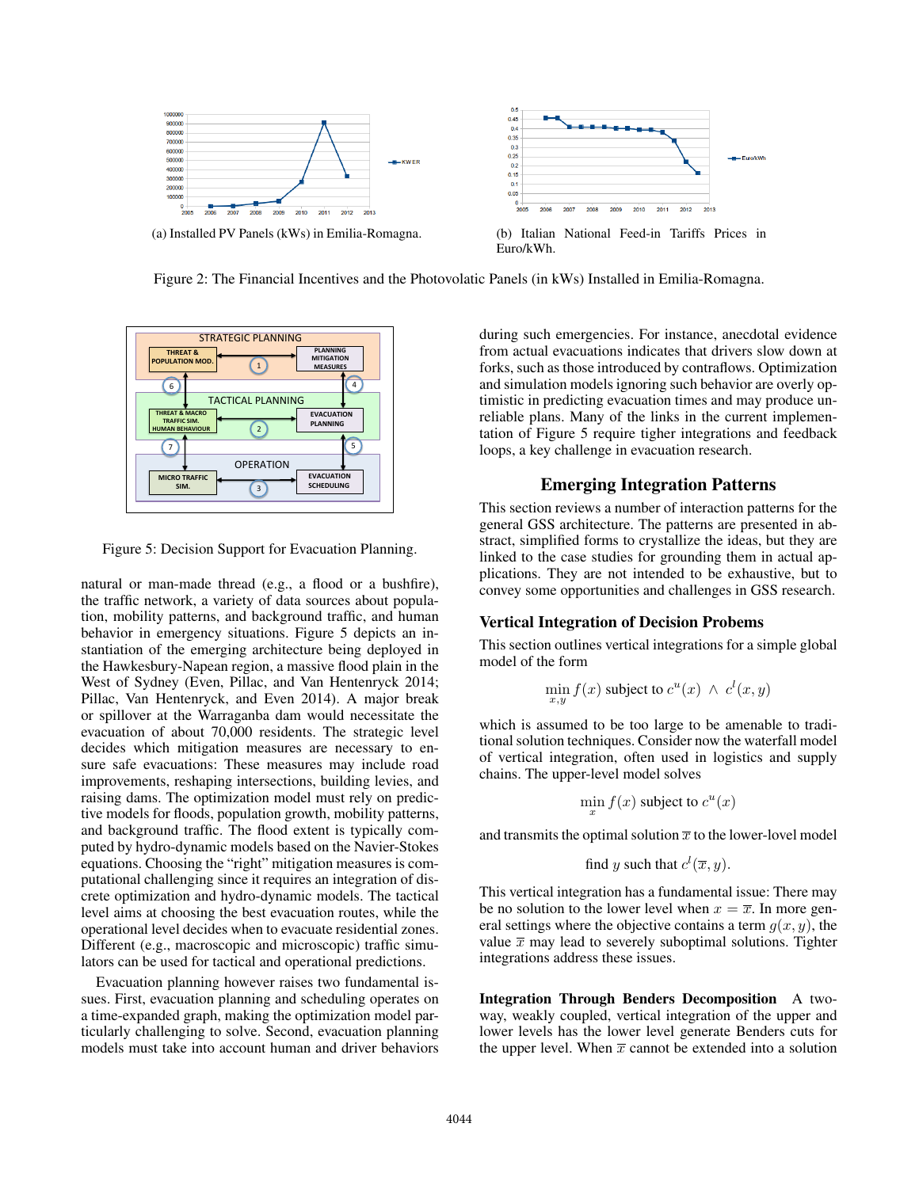(a) Installed PV Panels (kWs) in Emilia-Romagna.

(b) Italian National Feed-in Tariffs Prices in Euro/kWh.

Figure 2: The Financial Incentives and the Photovolatic Panels (in kWs) Installed in Emilia-Romagna.

Figure 5: Decision Support for Evacuation Planning.

natural or man-made thread (e.g., a flood or a bushfire), the traffic network, a variety of data sources about population, mobility patterns, and background traffic, and human behavior in emergency situations. Figure 5 depicts an instantiation of the emerging architecture being deployed in the Hawkesbury-Nepean region, a massive flood plain in the West of Sydney (Even, Pillac, and Van Hentenryck 2014; Pillac, Van Hentenryck, and Even 2014). A major break or spillover at the Warraganba dam would necessitate the evacuation of about 70,000 residents. The strategic level decides which mitigation measures are necessary to ensure safe evacuations: These measures may include road improvements, reshaping intersections, building levies, and raising dams. The optimization model must rely on predictive models for floods, population growth, mobility patterns, and background traffic. The flood extent is typically computed by hydro-dynamic models based on the Navier-Stokes equations. Choosing the "right" mitigation measures is computational challenging since it requires an integration of discrete optimization and hydro-dynamic models. The tactical level aims at choosing the best evacuation routes, while the operational level decides when to evacuate residential zones. Different (e.g., macroscopic and microscopic) traffic simulators can be used for tactical and operational predictions.

Evacuation planning however raises two fundamental issues. First, evacuation planning and scheduling operates on a time-expanded graph, making the optimization model particularly challenging to solve. Second, evacuation planning models must take into account human and driver behaviors during such emergencies. For instance, anecdotal evidence from actual evacuations indicates that drivers slow down at forks, such as those introduced by contraflows. Optimization and simulation models ignoring such behavior are overly optimistic in predicting evacuation times and may produce unreliable plans. Many of the links in the current implementation of Figure 5 require tighter integrations and feedback loops, a key challenge in evacuation research.

## Emerging Integration Patterns

This section reviews a number of interaction patterns for the general GSS architecture. The patterns are presented in abstract, simplified forms to crystallize the ideas, but they are linked to the case studies for grounding them in actual applications. They are not intended to be exhaustive, but to convey some opportunities and challenges in GSS research.

### Vertical Integration of Decision Probems

This section outlines vertical integrations for a simple global model of the form

$$\min_{x,y} f(x) \text{ subject to } c^u(x) \;\wedge\; c^l(x,y)$$

which is assumed to be too large to be amenable to traditional solution techniques. Consider now the waterfall model of vertical integration, often used in logistics and supply chains. The upper-level model solves

$$\min_{x} f(x) \text{ subject to } c^u(x)$$

and transmits the optimal solution $\overline{x}$ to the lower-lovel model

$$\text{find } y \text{ such that } c^l(\overline{x},y).$$

This vertical integration has a fundamental issue: There may be no solution to the lower level when $x = \overline{x}$. In more general settings where the objective contains a term $g(x,y)$, the value $\overline{x}$ may lead to severely suboptimal solutions. Tighter integrations address these issues.

**Integration Through Benders Decomposition** A two-way, weakly coupled, vertical integration of the upper and lower levels has the lower level generate Benders cuts for the upper level. When $\overline{x}$ cannot be extended into a solution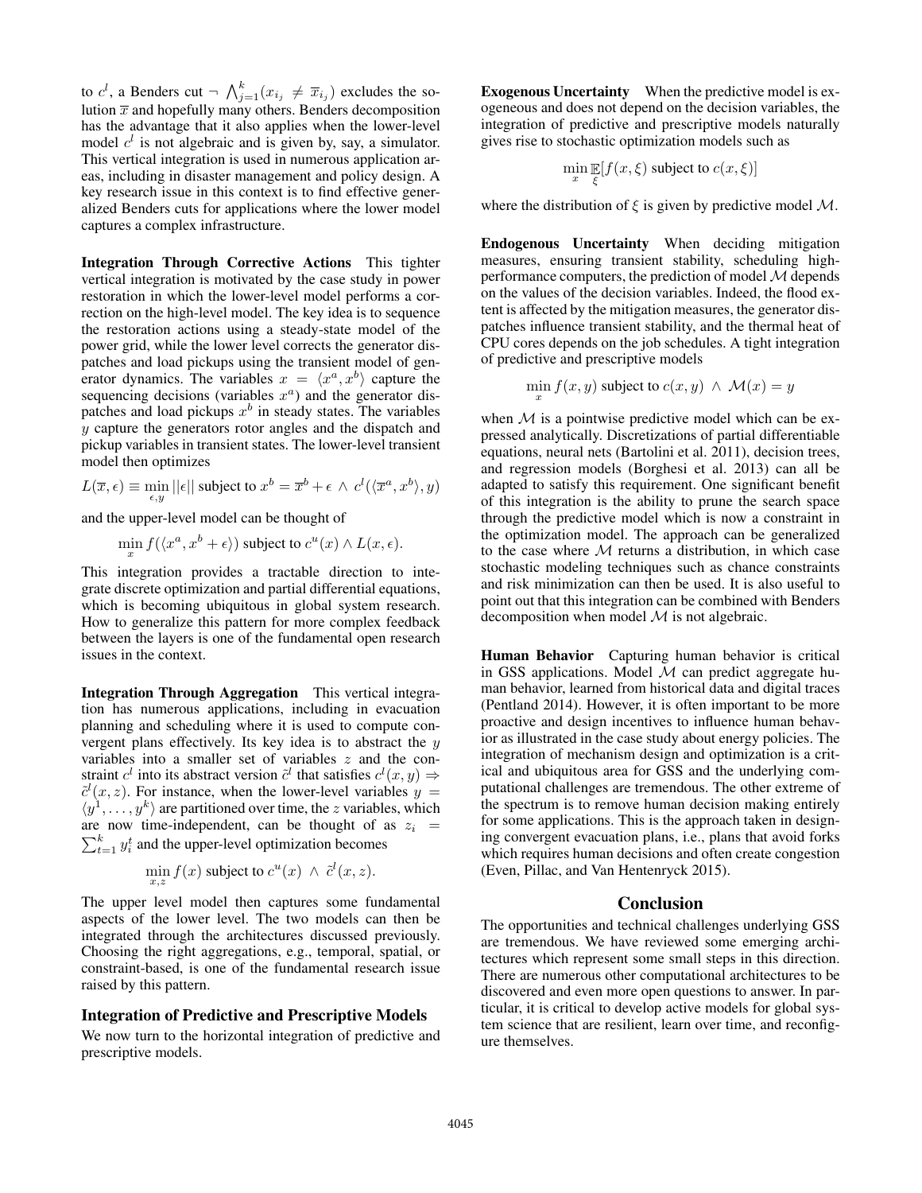to $c^l$, a Benders cut $\neg \bigwedge_{j=1}^{k}(x_{i_j} \neq \overline{x}_{i_j})$ excludes the solution $\overline{x}$ and hopefully many others. Benders decomposition has the advantage that it also applies when the lower-level model $c^l$ is not algebraic and is given by, say, a simulator. This vertical integration is used in numerous application areas, including in disaster management and policy design. A key research issue in this context is to find effective generalized Benders cuts for applications where the lower model captures a complex infrastructure.

**Integration Through Corrective Actions** This tighter vertical integration is motivated by the case study in power restoration in which the lower-level model performs a correction on the high-level model. The key idea is to sequence the restoration actions using a steady-state model of the power grid, while the lower level corrects the generator dispatches and load pickups using the transient model of generator dynamics. The variables $x = \langle x^a, x^b \rangle$ capture the sequencing decisions (variables $x^a$) and the generator dispatches and load pickups $x^b$ in steady states. The variables $y$ capture the generators rotor angles and the dispatch and pickup variables in transient states. The lower-level transient model then optimizes

$$L(\overline{x}, \epsilon) \equiv \min_{\epsilon, y} ||\epsilon|| \text{ subject to } x^b = \overline{x}^b + \epsilon \ \wedge \ c^l(\langle \overline{x}^a, x^b \rangle, y)$$

and the upper-level model can be thought of

$$\min_{x} f(\langle x^a, x^b + \epsilon \rangle) \text{ subject to } c^u(x) \wedge L(x, \epsilon).$$

This integration provides a tractable direction to integrate discrete optimization and partial differential equations, which is becoming ubiquitous in global system research. How to generalize this pattern for more complex feedback between the layers is one of the fundamental open research issues in the context.

**Integration Through Aggregation** This vertical integration has numerous applications, including in evacuation planning and scheduling where it is used to compute convergent plans effectively. Its key idea is to abstract the $y$ variables into a smaller set of variables $z$ and the constraint $c^l$ into its abstract version $\tilde{c}^l$ that satisfies $c^l(x, y) \Rightarrow \tilde{c}^l(x, z)$. For instance, when the lower-level variables $y = \langle y^1, \ldots, y^k \rangle$ are partitioned over time, the $z$ variables, which are now time-independent, can be thought of as $z_i = \sum_{t=1}^{k} y_i^t$ and the upper-level optimization becomes

$$\min_{x,z} f(x) \text{ subject to } c^u(x) \ \wedge \ \tilde{c}^l(x, z).$$

The upper level model then captures some fundamental aspects of the lower level. The two models can then be integrated through the architectures discussed previously. Choosing the right aggregations, e.g., temporal, spatial, or constraint-based, is one of the fundamental research issue raised by this pattern.

### Integration of Predictive and Prescriptive Models

We now turn to the horizontal integration of predictive and prescriptive models.

**Exogenous Uncertainty** When the predictive model is exogeneous and does not depend on the decision variables, the integration of predictive and prescriptive models naturally gives rise to stochastic optimization models such as

$$\min_{x} \mathbb{E}_{\xi}[f(x, \xi) \text{ subject to } c(x, \xi)]$$

where the distribution of $\xi$ is given by predictive model $\mathcal{M}$.

**Endogenous Uncertainty** When deciding mitigation measures, ensuring transient stability, scheduling high-performance computers, the prediction of model $\mathcal{M}$ depends on the values of the decision variables. Indeed, the flood extent is affected by the mitigation measures, the generator dispatches influence transient stability, and the thermal heat of CPU cores depends on the job schedules. A tight integration of predictive and prescriptive models

$$\min_{x} f(x, y) \text{ subject to } c(x, y) \ \wedge \ \mathcal{M}(x) = y$$

when $\mathcal{M}$ is a pointwise predictive model which can be expressed analytically. Discretizations of partial differentiable equations, neural nets (Bartolini et al. 2011), decision trees, and regression models (Borghesi et al. 2013) can all be adapted to satisfy this requirement. One significant benefit of this integration is the ability to prune the search space through the predictive model which is now a constraint in the optimization model. The approach can be generalized to the case where $\mathcal{M}$ returns a distribution, in which case stochastic modeling techniques such as chance constraints and risk minimization can then be used. It is also useful to point out that this integration can be combined with Benders decomposition when model $\mathcal{M}$ is not algebraic.

**Human Behavior** Capturing human behavior is critical in GSS applications. Model $\mathcal{M}$ can predict aggregate human behavior, learned from historical data and digital traces (Pentland 2014). However, it is often important to be more proactive and design incentives to influence human behavior as illustrated in the case study about energy policies. The integration of mechanism design and optimization is a critical and ubiquitous area for GSS and the underlying computational challenges are tremendous. The other extreme of the spectrum is to remove human decision making entirely for some applications. This is the approach taken in designing convergent evacuation plans, i.e., plans that avoid forks which requires human decisions and often create congestion (Even, Pillac, and Van Hentenryck 2015).

## Conclusion

The opportunities and technical challenges underlying GSS are tremendous. We have reviewed some emerging architectures which represent some small steps in this direction. There are numerous other computational architectures to be discovered and even more open questions to answer. In particular, it is critical to develop active models for global system science that are resilient, learn over time, and reconfigure themselves.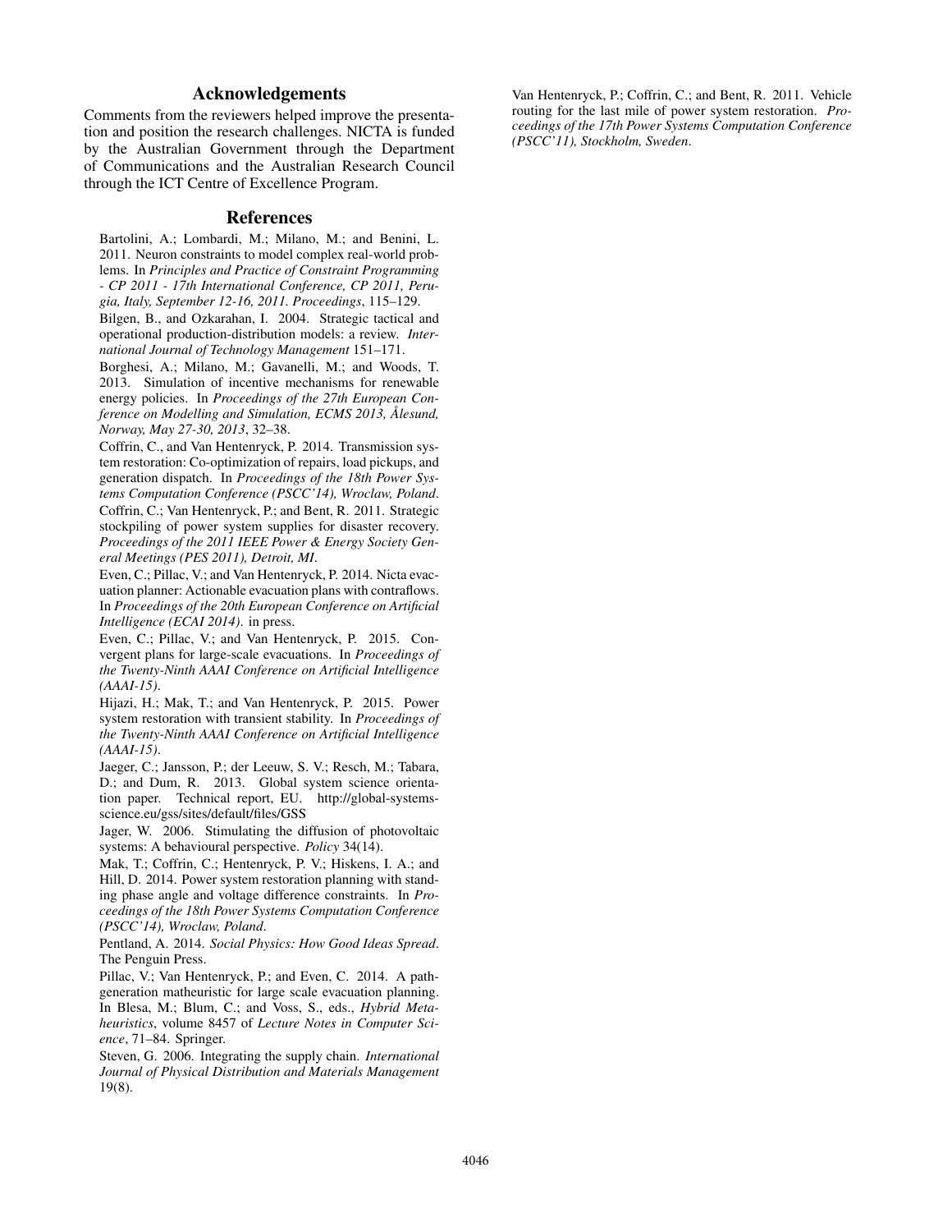## Acknowledgements

Comments from the reviewers helped improve the presentation and position the research challenges. NICTA is funded by the Australian Government through the Department of Communications and the Australian Research Council through the ICT Centre of Excellence Program.

## References

Bartolini, A.; Lombardi, M.; Milano, M.; and Benini, L. 2011. Neuron constraints to model complex real-world problems. In *Principles and Practice of Constraint Programming - CP 2011 - 17th International Conference, CP 2011, Perugia, Italy, September 12-16, 2011. Proceedings*, 115–129.

Bilgen, B., and Ozkarahan, I. 2004. Strategic tactical and operational production-distribution models: a review. *International Journal of Technology Management* 151–171.

Borghesi, A.; Milano, M.; Gavanelli, M.; and Woods, T. 2013. Simulation of incentive mechanisms for renewable energy policies. In *Proceedings of the 27th European Conference on Modelling and Simulation, ECMS 2013, Ålesund, Norway, May 27-30, 2013*, 32–38.

Coffrin, C., and Van Hentenryck, P. 2014. Transmission system restoration: Co-optimization of repairs, load pickups, and generation dispatch. In *Proceedings of the 18th Power Systems Computation Conference (PSCC'14), Wroclaw, Poland*.

Coffrin, C.; Van Hentenryck, P.; and Bent, R. 2011. Strategic stockpiling of power system supplies for disaster recovery. *Proceedings of the 2011 IEEE Power & Energy Society General Meetings (PES 2011), Detroit, MI*.

Even, C.; Pillac, V.; and Van Hentenryck, P. 2014. Nicta evacuation planner: Actionable evacuation plans with contraflows. In *Proceedings of the 20th European Conference on Artificial Intelligence (ECAI 2014)*. in press.

Even, C.; Pillac, V.; and Van Hentenryck, P. 2015. Convergent plans for large-scale evacuations. In *Proceedings of the Twenty-Ninth AAAI Conference on Artificial Intelligence (AAAI-15)*.

Hijazi, H.; Mak, T.; and Van Hentenryck, P. 2015. Power system restoration with transient stability. In *Proceedings of the Twenty-Ninth AAAI Conference on Artificial Intelligence (AAAI-15)*.

Jaeger, C.; Jansson, P.; der Leeuw, S. V.; Resch, M.; Tabara, D.; and Dum, R. 2013. Global system science orientation paper. Technical report, EU. http://global-systems-science.eu/gss/sites/default/files/GSS

Jager, W. 2006. Stimulating the diffusion of photovoltaic systems: A behavioural perspective. *Policy* 34(14).

Mak, T.; Coffrin, C.; Hentenryck, P. V.; Hiskens, I. A.; and Hill, D. 2014. Power system restoration planning with standing phase angle and voltage difference constraints. In *Proceedings of the 18th Power Systems Computation Conference (PSCC'14), Wroclaw, Poland*.

Pentland, A. 2014. *Social Physics: How Good Ideas Spread*. The Penguin Press.

Pillac, V.; Van Hentenryck, P.; and Even, C. 2014. A path-generation matheuristic for large scale evacuation planning. In Blesa, M.; Blum, C.; and Voss, S., eds., *Hybrid Metaheuristics*, volume 8457 of *Lecture Notes in Computer Science*, 71–84. Springer.

Steven, G. 2006. Integrating the supply chain. *International Journal of Physical Distribution and Materials Management* 19(8).

Van Hentenryck, P.; Coffrin, C.; and Bent, R. 2011. Vehicle routing for the last mile of power system restoration. *Proceedings of the 17th Power Systems Computation Conference (PSCC'11), Stockholm, Sweden*.